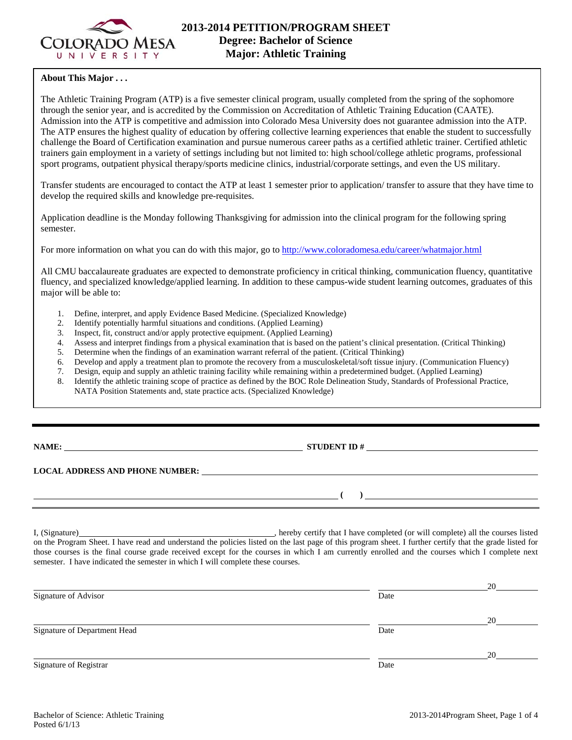# 2013-2014 PETITION/PROGRAM SHEET
## Degree: Bachelor of Science
## Major: Athletic Training

**About This Major . . .**

The Athletic Training Program (ATP) is a five semester clinical program, usually completed from the spring of the sophomore through the senior year, and is accredited by the Commission on Accreditation of Athletic Training Education (CAATE). Admission into the ATP is competitive and admission into Colorado Mesa University does not guarantee admission into the ATP. The ATP ensures the highest quality of education by offering collective learning experiences that enable the student to successfully challenge the Board of Certification examination and pursue numerous career paths as a certified athletic trainer. Certified athletic trainers gain employment in a variety of settings including but not limited to: high school/college athletic programs, professional sport programs, outpatient physical therapy/sports medicine clinics, industrial/corporate settings, and even the US military.

Transfer students are encouraged to contact the ATP at least 1 semester prior to application/ transfer to assure that they have time to develop the required skills and knowledge pre-requisites.

Application deadline is the Monday following Thanksgiving for admission into the clinical program for the following spring semester.

For more information on what you can do with this major, go to http://www.coloradomesa.edu/career/whatmajor.html

All CMU baccalaureate graduates are expected to demonstrate proficiency in critical thinking, communication fluency, quantitative fluency, and specialized knowledge/applied learning. In addition to these campus-wide student learning outcomes, graduates of this major will be able to:

1. Define, interpret, and apply Evidence Based Medicine. (Specialized Knowledge)
2. Identify potentially harmful situations and conditions. (Applied Learning)
3. Inspect, fit, construct and/or apply protective equipment. (Applied Learning)
4. Assess and interpret findings from a physical examination that is based on the patient's clinical presentation. (Critical Thinking)
5. Determine when the findings of an examination warrant referral of the patient. (Critical Thinking)
6. Develop and apply a treatment plan to promote the recovery from a musculoskeletal/soft tissue injury. (Communication Fluency)
7. Design, equip and supply an athletic training facility while remaining within a predetermined budget. (Applied Learning)
8. Identify the athletic training scope of practice as defined by the BOC Role Delineation Study, Standards of Professional Practice, NATA Position Statements and, state practice acts. (Specialized Knowledge)

---

**NAME:** ______________________________ **STUDENT ID #** ______________________________

**LOCAL ADDRESS AND PHONE NUMBER:** ______________________________

______________________________ **(   )** ______________________________

I, (Signature)______________________________, hereby certify that I have completed (or will complete) all the courses listed on the Program Sheet. I have read and understand the policies listed on the last page of this program sheet. I further certify that the grade listed for those courses is the final course grade received except for the courses in which I am currently enrolled and the courses which I complete next semester. I have indicated the semester in which I will complete these courses.

______________________________ ______________ 20______
Signature of Advisor Date

______________________________ ______________ 20______
Signature of Department Head Date

______________________________ ______________ 20______
Signature of Registrar Date

Bachelor of Science: Athletic Training
Posted 6/1/13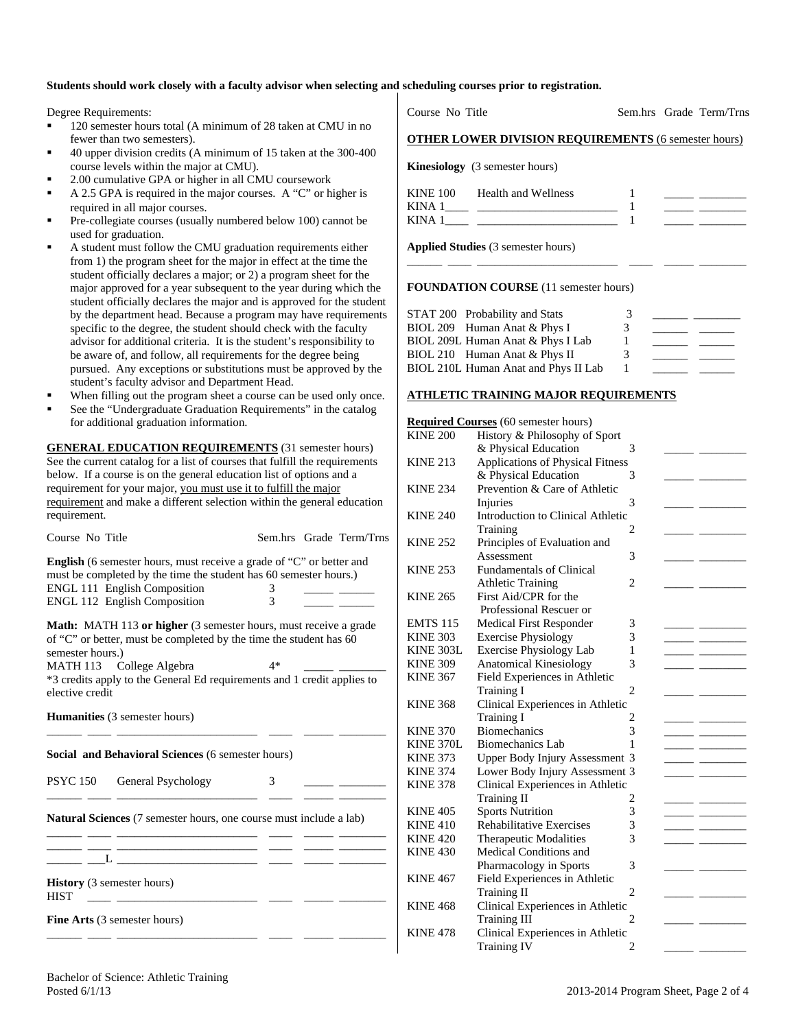**Students should work closely with a faculty advisor when selecting and scheduling courses prior to registration.**

Degree Requirements:

- 120 semester hours total (A minimum of 28 taken at CMU in no fewer than two semesters).
- 40 upper division credits (A minimum of 15 taken at the 300-400 course levels within the major at CMU).
- 2.00 cumulative GPA or higher in all CMU coursework
- A 2.5 GPA is required in the major courses. A "C" or higher is required in all major courses.
- Pre-collegiate courses (usually numbered below 100) cannot be used for graduation.
- A student must follow the CMU graduation requirements either from 1) the program sheet for the major in effect at the time the student officially declares a major; or 2) a program sheet for the major approved for a year subsequent to the year during which the student officially declares the major and is approved for the student by the department head. Because a program may have requirements specific to the degree, the student should check with the faculty advisor for additional criteria. It is the student's responsibility to be aware of, and follow, all requirements for the degree being pursued. Any exceptions or substitutions must be approved by the student's faculty advisor and Department Head.
- When filling out the program sheet a course can be used only once.
- See the "Undergraduate Graduation Requirements" in the catalog for additional graduation information.

**GENERAL EDUCATION REQUIREMENTS** (31 semester hours) See the current catalog for a list of courses that fulfill the requirements below. If a course is on the general education list of options and a requirement for your major, you must use it to fulfill the major requirement and make a different selection within the general education requirement.

| Course No | Title | Sem.hrs | Grade | Term/Trns |
|---|---|---|---|---|

**English** (6 semester hours, must receive a grade of "C" or better and must be completed by the time the student has 60 semester hours.)

| Course No | Title | Sem.hrs | Grade | Term/Trns |
|---|---|---|---|---|
| ENGL 111 | English Composition | 3 | | |
| ENGL 112 | English Composition | 3 | | |

**Math:** MATH 113 **or higher** (3 semester hours, must receive a grade of "C" or better, must be completed by the time the student has 60 semester hours.)

| Course No | Title | Sem.hrs | Grade | Term/Trns |
|---|---|---|---|---|
| MATH 113 | College Algebra | 4* | | |

*3 credits apply to the General Ed requirements and 1 credit applies to elective credit

**Humanities** (3 semester hours)

| Course No | Title | Sem.hrs | Grade | Term/Trns |
|---|---|---|---|---|
| | | | | |

**Social and Behavioral Sciences** (6 semester hours)

| Course No | Title | Sem.hrs | Grade | Term/Trns |
|---|---|---|---|---|
| PSYC 150 | General Psychology | 3 | | |
| | | | | |

**Natural Sciences** (7 semester hours, one course must include a lab)

| Course No | Title | Sem.hrs | Grade | Term/Trns |
|---|---|---|---|---|
| | | | | |
| | | | | |
| ___L | | | | |

**History** (3 semester hours)

| Course No | Title | Sem.hrs | Grade | Term/Trns |
|---|---|---|---|---|
| HIST | | | | |

**Fine Arts** (3 semester hours)

| Course No | Title | Sem.hrs | Grade | Term/Trns |
|---|---|---|---|---|
| | | | | |

**OTHER LOWER DIVISION REQUIREMENTS** (6 semester hours)

**Kinesiology** (3 semester hours)

| Course No | Title | Sem.hrs | Grade | Term/Trns |
|---|---|---|---|---|
| KINE 100 | Health and Wellness | 1 | | |
| KINA 1____ | | 1 | | |
| KINA 1____ | | 1 | | |

**Applied Studies** (3 semester hours)

| Course No | Title | Sem.hrs | Grade | Term/Trns |
|---|---|---|---|---|
| | | | | |

**FOUNDATION COURSE** (11 semester hours)

| Course No | Title | Sem.hrs | Grade | Term/Trns |
|---|---|---|---|---|
| STAT 200 | Probability and Stats | 3 | | |
| BIOL 209 | Human Anat & Phys I | 3 | | |
| BIOL 209L | Human Anat & Phys I Lab | 1 | | |
| BIOL 210 | Human Anat & Phys II | 3 | | |
| BIOL 210L | Human Anat and Phys II Lab | 1 | | |

**ATHLETIC TRAINING MAJOR REQUIREMENTS**

**Required Courses** (60 semester hours)

| Course No | Title | Sem.hrs | Grade | Term/Trns |
|---|---|---|---|---|
| KINE 200 | History & Philosophy of Sport & Physical Education | 3 | | |
| KINE 213 | Applications of Physical Fitness & Physical Education | 3 | | |
| KINE 234 | Prevention & Care of Athletic Injuries | 3 | | |
| KINE 240 | Introduction to Clinical Athletic Training | 2 | | |
| KINE 252 | Principles of Evaluation and Assessment | 3 | | |
| KINE 253 | Fundamentals of Clinical Athletic Training | 2 | | |
| KINE 265 or EMTS 115 | First Aid/CPR for the Professional Rescuer or Medical First Responder | 3 | | |
| KINE 303 | Exercise Physiology | 3 | | |
| KINE 303L | Exercise Physiology Lab | 1 | | |
| KINE 309 | Anatomical Kinesiology | 3 | | |
| KINE 367 | Field Experiences in Athletic Training I | 2 | | |
| KINE 368 | Clinical Experiences in Athletic Training I | 2 | | |
| KINE 370 | Biomechanics | 3 | | |
| KINE 370L | Biomechanics Lab | 1 | | |
| KINE 373 | Upper Body Injury Assessment | 3 | | |
| KINE 374 | Lower Body Injury Assessment | 3 | | |
| KINE 378 | Clinical Experiences in Athletic Training II | 2 | | |
| KINE 405 | Sports Nutrition | 3 | | |
| KINE 410 | Rehabilitative Exercises | 3 | | |
| KINE 420 | Therapeutic Modalities | 3 | | |
| KINE 430 | Medical Conditions and Pharmacology in Sports | 3 | | |
| KINE 467 | Field Experiences in Athletic Training II | 2 | | |
| KINE 468 | Clinical Experiences in Athletic Training III | 2 | | |
| KINE 478 | Clinical Experiences in Athletic Training IV | 2 | | |

Bachelor of Science: Athletic Training
Posted 6/1/13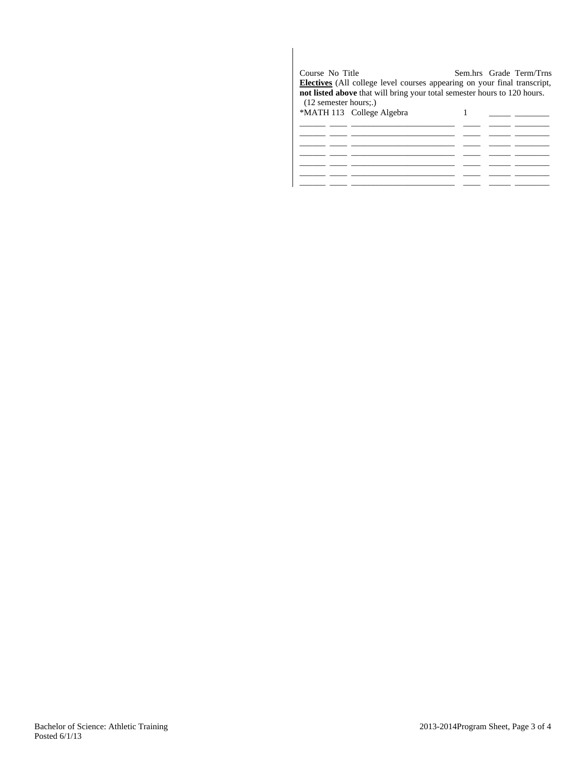Course No Title Sem.hrs Grade Term/Trns

**Electives** (All college level courses appearing on your final transcript, **not listed above** that will bring your total semester hours to 120 hours. (12 semester hours;.)

| Course | No | Title | Sem.hrs | Grade | Term/Trns |
|---|---|---|---|---|---|
| *MATH | 113 | College Algebra | 1 | | |
| | | | | | |
| | | | | | |
| | | | | | |
| | | | | | |
| | | | | | |
| | | | | | |
| | | | | | |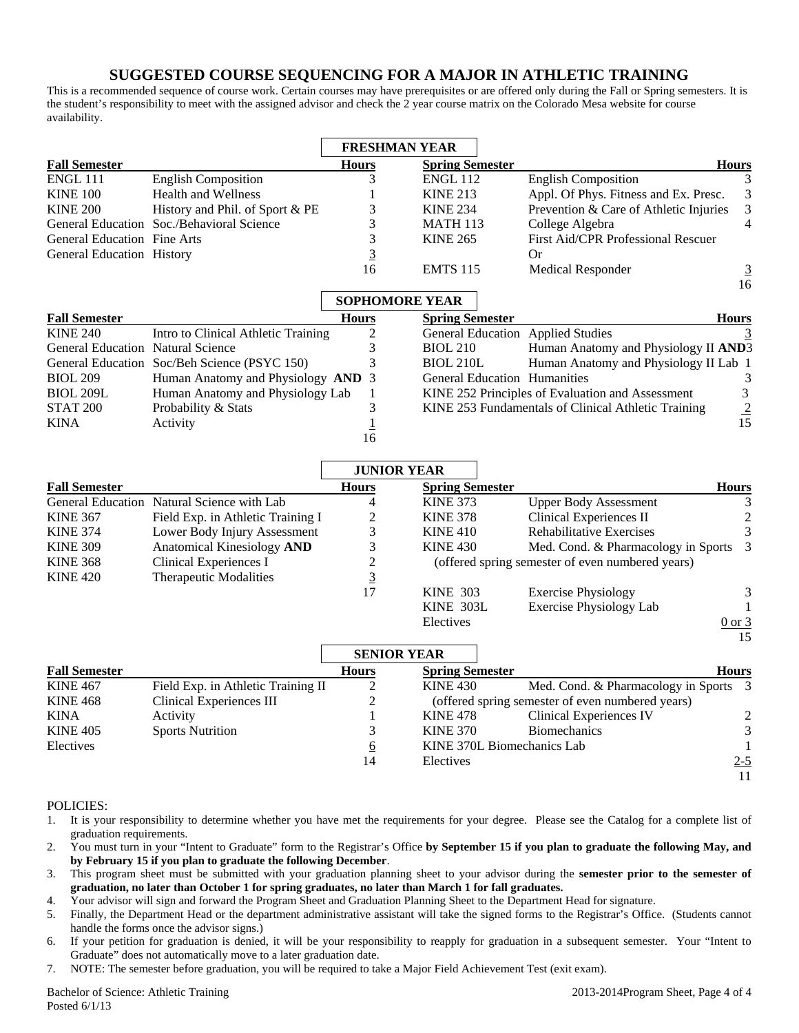# SUGGESTED COURSE SEQUENCING FOR A MAJOR IN ATHLETIC TRAINING

This is a recommended sequence of course work. Certain courses may have prerequisites or are offered only during the Fall or Spring semesters. It is the student's responsibility to meet with the assigned advisor and check the 2 year course matrix on the Colorado Mesa website for course availability.

## FRESHMAN YEAR

| Fall Semester | | Hours | Spring Semester | | Hours |
|---|---|---|---|---|---|
| ENGL 111 | English Composition | 3 | ENGL 112 | English Composition | 3 |
| KINE 100 | Health and Wellness | 1 | KINE 213 | Appl. Of Phys. Fitness and Ex. Presc. | 3 |
| KINE 200 | History and Phil. of Sport & PE | 3 | KINE 234 | Prevention & Care of Athletic Injuries | 3 |
| General Education | Soc./Behavioral Science | 3 | MATH 113 | College Algebra | 4 |
| General Education | Fine Arts | 3 | KINE 265 | First Aid/CPR Professional Rescuer | |
| General Education | History | 3 | | Or | |
| | | 16 | EMTS 115 | Medical Responder | 3 |
| | | | | | 16 |

## SOPHOMORE YEAR

| Fall Semester | | Hours | Spring Semester | | Hours |
|---|---|---|---|---|---|
| KINE 240 | Intro to Clinical Athletic Training | 2 | General Education | Applied Studies | 3 |
| General Education | Natural Science | 3 | BIOL 210 | Human Anatomy and Physiology II **AND** | 3 |
| General Education | Soc/Beh Science (PSYC 150) | 3 | BIOL 210L | Human Anatomy and Physiology II Lab | 1 |
| BIOL 209 | Human Anatomy and Physiology **AND** | 3 | General Education | Humanities | 3 |
| BIOL 209L | Human Anatomy and Physiology Lab | 1 | KINE 252 | Principles of Evaluation and Assessment | 3 |
| STAT 200 | Probability & Stats | 3 | KINE 253 | Fundamentals of Clinical Athletic Training | 2 |
| KINA | Activity | 1 | | | 15 |
| | | 16 | | | |

## JUNIOR YEAR

| Fall Semester | | Hours | Spring Semester | | Hours |
|---|---|---|---|---|---|
| General Education | Natural Science with Lab | 4 | KINE 373 | Upper Body Assessment | 3 |
| KINE 367 | Field Exp. in Athletic Training I | 2 | KINE 378 | Clinical Experiences II | 2 |
| KINE 374 | Lower Body Injury Assessment | 3 | KINE 410 | Rehabilitative Exercises | 3 |
| KINE 309 | Anatomical Kinesiology **AND** | 3 | KINE 430 | Med. Cond. & Pharmacology in Sports | 3 |
| KINE 368 | Clinical Experiences I | 2 | | (offered spring semester of even numbered years) | |
| KINE 420 | Therapeutic Modalities | 3 | | | |
| | | 17 | KINE 303 | Exercise Physiology | 3 |
| | | | KINE 303L | Exercise Physiology Lab | 1 |
| | | | Electives | | 0 or 3 |
| | | | | | 15 |

## SENIOR YEAR

| Fall Semester | | Hours | Spring Semester | | Hours |
|---|---|---|---|---|---|
| KINE 467 | Field Exp. in Athletic Training II | 2 | KINE 430 | Med. Cond. & Pharmacology in Sports | 3 |
| KINE 468 | Clinical Experiences III | 2 | | (offered spring semester of even numbered years) | |
| KINA | Activity | 1 | KINE 478 | Clinical Experiences IV | 2 |
| KINE 405 | Sports Nutrition | 3 | KINE 370 | Biomechanics | 3 |
| Electives | | 6 | KINE 370L | Biomechanics Lab | 1 |
| | | 14 | Electives | | 2-5 |
| | | | | | 11 |

POLICIES:

1. It is your responsibility to determine whether you have met the requirements for your degree. Please see the Catalog for a complete list of graduation requirements.
2. You must turn in your "Intent to Graduate" form to the Registrar's Office **by September 15 if you plan to graduate the following May, and by February 15 if you plan to graduate the following December**.
3. This program sheet must be submitted with your graduation planning sheet to your advisor during the **semester prior to the semester of graduation, no later than October 1 for spring graduates, no later than March 1 for fall graduates.**
4. Your advisor will sign and forward the Program Sheet and Graduation Planning Sheet to the Department Head for signature.
5. Finally, the Department Head or the department administrative assistant will take the signed forms to the Registrar's Office. (Students cannot handle the forms once the advisor signs.)
6. If your petition for graduation is denied, it will be your responsibility to reapply for graduation in a subsequent semester. Your "Intent to Graduate" does not automatically move to a later graduation date.
7. NOTE: The semester before graduation, you will be required to take a Major Field Achievement Test (exit exam).

Bachelor of Science: Athletic Training
Posted 6/1/13